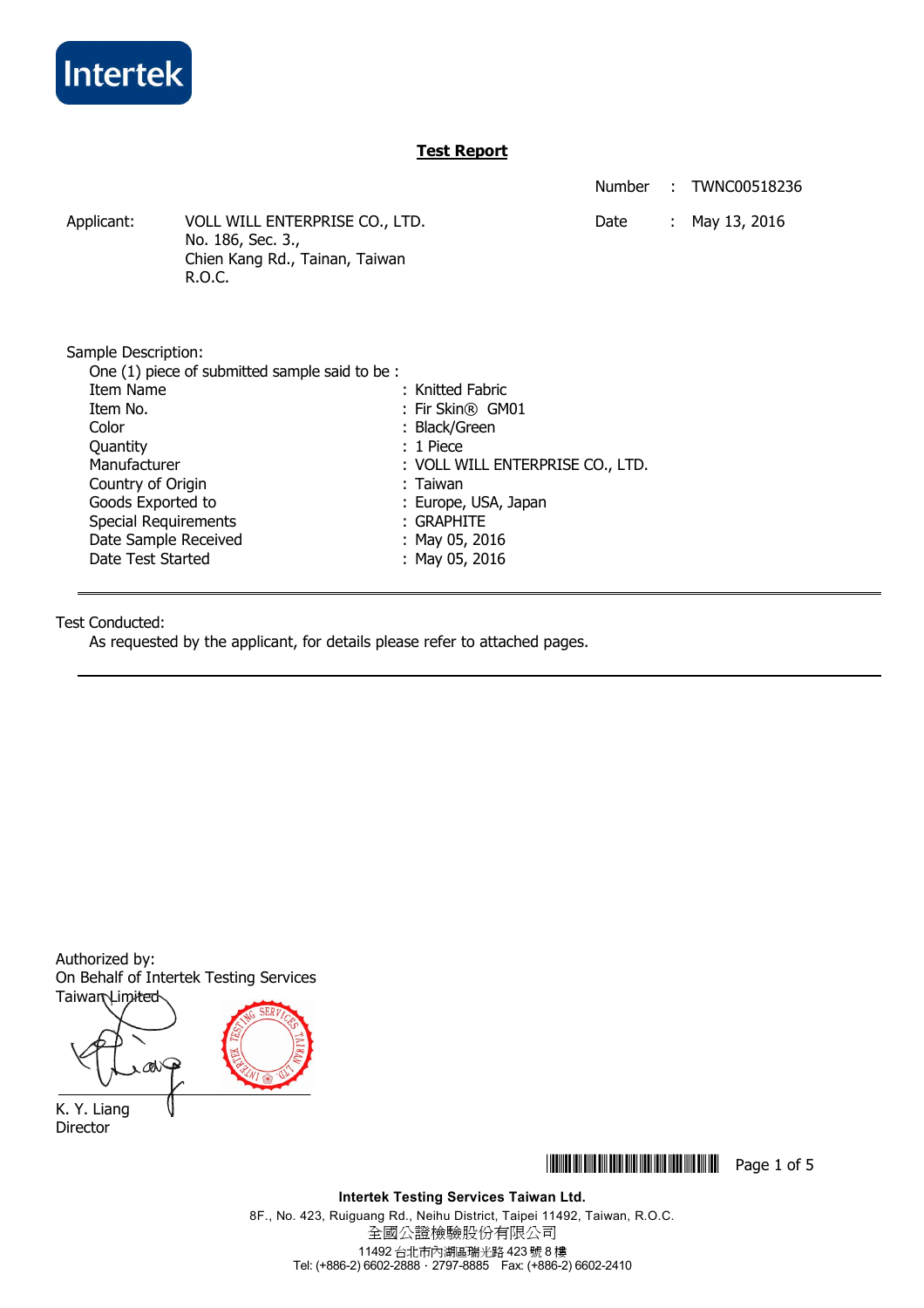Intertek

# Test Report

Number : TWNC00518236

Date : May 13, 2016

Applicant: VOLL WILL ENTERPRISE CO., LTD.
No. 186, Sec. 3.,
Chien Kang Rd., Tainan, Taiwan
R.O.C.

Sample Description:

One (1) piece of submitted sample said to be :

| | |
|---|---|
| Item Name | : Knitted Fabric |
| Item No. | : Fir Skin® GM01 |
| Color | : Black/Green |
| Quantity | : 1 Piece |
| Manufacturer | : VOLL WILL ENTERPRISE CO., LTD. |
| Country of Origin | : Taiwan |
| Goods Exported to | : Europe, USA, Japan |
| Special Requirements | : GRAPHITE |
| Date Sample Received | : May 05, 2016 |
| Date Test Started | : May 05, 2016 |

---

Test Conducted:

As requested by the applicant, for details please refer to attached pages.

---

Authorized by:
On Behalf of Intertek Testing Services Taiwan Limited

K. Y. Liang
Director

**Intertek Testing Services Taiwan Ltd.**
8F., No. 423, Ruiguang Rd., Neihu District, Taipei 11492, Taiwan, R.O.C.
全國公證檢驗股份有限公司
11492 台北市內湖區瑞光路 423 號 8 樓
Tel: (+886-2) 6602-2888 · 2797-8885 Fax: (+886-2) 6602-2410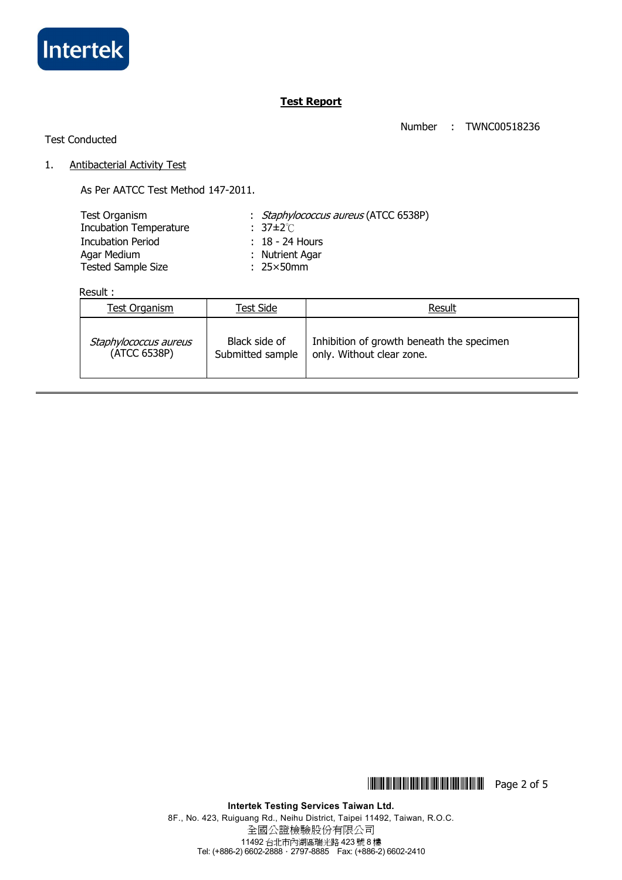## Test Report

Number : TWNC00518236

Test Conducted

1. Antibacterial Activity Test

As Per AATCC Test Method 147-2011.

| | |
|---|---|
| Test Organism | : *Staphylococcus aureus* (ATCC 6538P) |
| Incubation Temperature | : 37±2℃ |
| Incubation Period | : 18 - 24 Hours |
| Agar Medium | : Nutrient Agar |
| Tested Sample Size | : 25×50mm |

Result :

| Test Organism | Test Side | Result |
|---|---|---|
| *Staphylococcus aureus* (ATCC 6538P) | Black side of Submitted sample | Inhibition of growth beneath the specimen only. Without clear zone. |

**Intertek Testing Services Taiwan Ltd.**

8F., No. 423, Ruiguang Rd., Neihu District, Taipei 11492, Taiwan, R.O.C.

全國公證檢驗股份有限公司

11492 台北市內湖區瑞光路 423 號 8 樓

Tel: (+886-2) 6602-2888 · 2797-8885 Fax: (+886-2) 6602-2410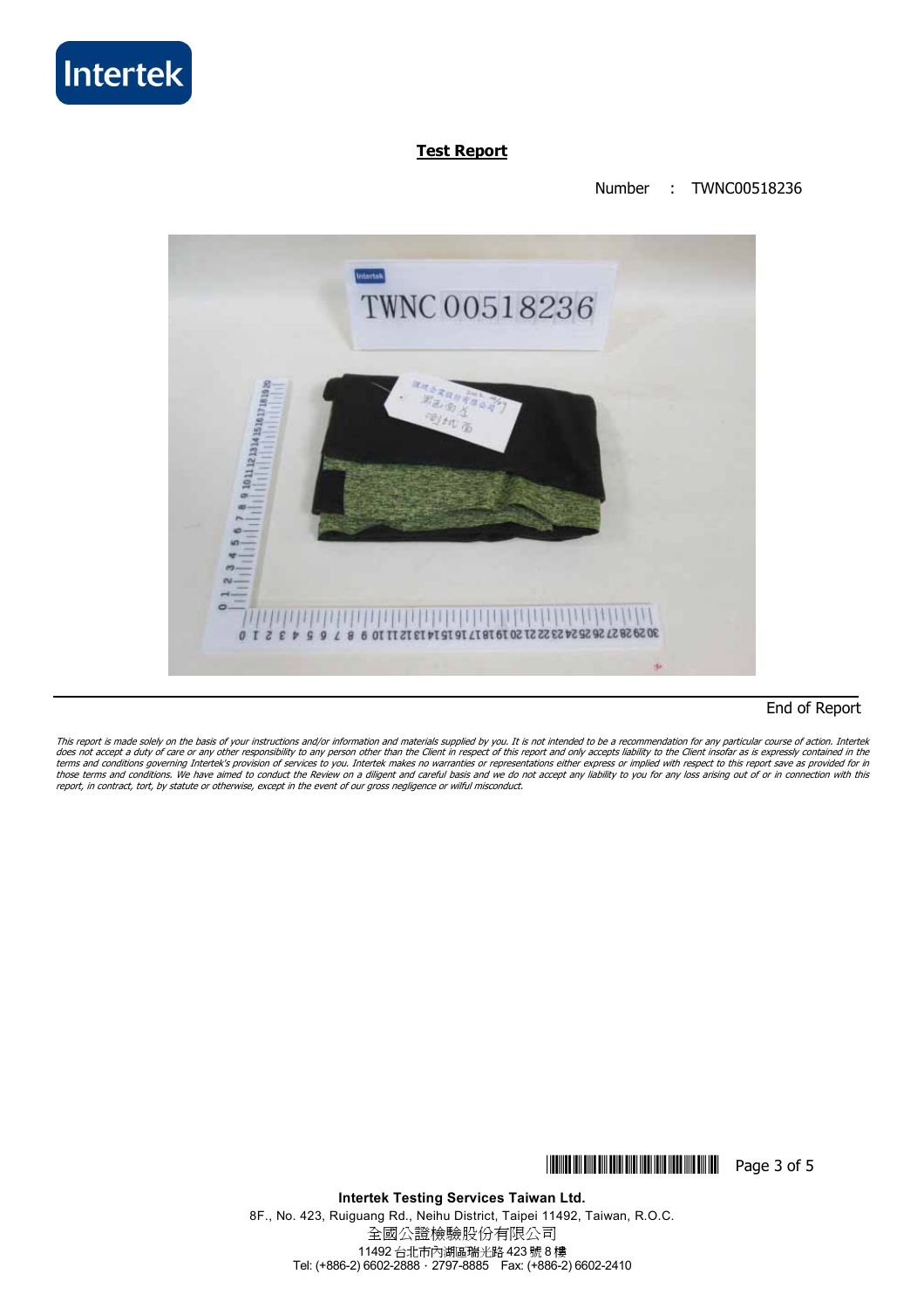# Test Report

Number : TWNC00518236

End of Report

*This report is made solely on the basis of your instructions and/or information and materials supplied by you. It is not intended to be a recommendation for any particular course of action. Intertek does not accept a duty of care or any other responsibility to any person other than the Client in respect of this report and only accepts liability to the Client insofar as is expressly contained in the terms and conditions governing Intertek's provision of services to you. Intertek makes no warranties or representations either express or implied with respect to this report save as provided for in those terms and conditions. We have aimed to conduct the Review on a diligent and careful basis and we do not accept any liability to you for any loss arising out of or in connection with this report, in contract, tort, by statute or otherwise, except in the event of our gross negligence or wilful misconduct.*

**Intertek Testing Services Taiwan Ltd.**
8F., No. 423, Ruiguang Rd., Neihu District, Taipei 11492, Taiwan, R.O.C.
全國公證檢驗股份有限公司
11492 台北市內湖區瑞光路 423 號 8 樓
Tel: (+886-2) 6602-2888 · 2797-8885 Fax: (+886-2) 6602-2410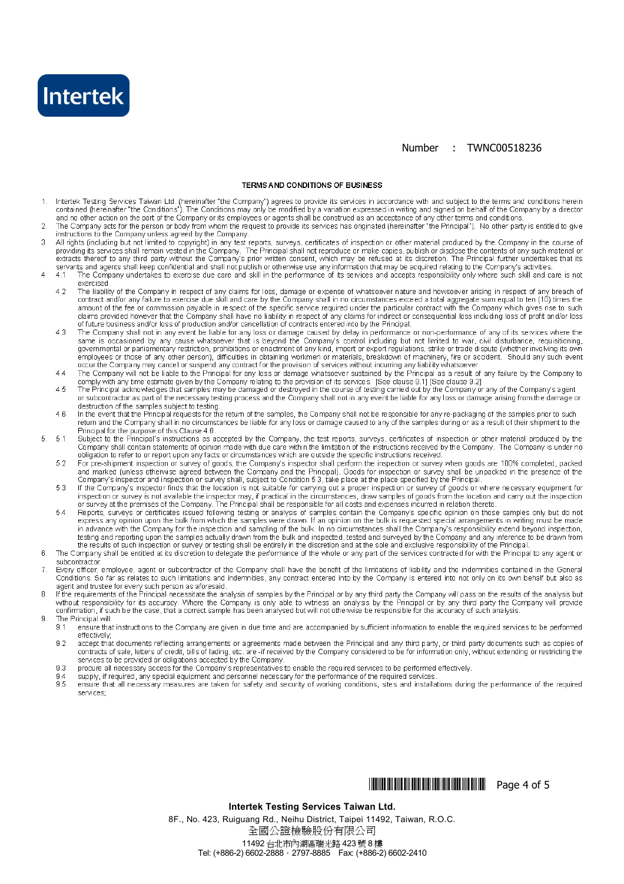Number : TWNC00518236

## TERMS AND CONDITIONS OF BUSINESS

1. Intertek Testing Services Taiwan Ltd. (hereinafter "the Company") agrees to provide its services in accordance with and subject to the terms and conditions herein contained (hereinafter "the Conditions"). The Conditions may only be modified by a variation expressed in writing and signed on behalf of the Company by a director and no other action on the part of the Company or its employees or agents shall be construed as an acceptance of any other terms and conditions.
2. The Company acts for the person or body from whom the request to provide its services has originated (hereinafter "the Principal"). No other party is entitled to give instructions to the Company unless agreed by the Company.
3. All rights (including but not limited to copyright) in any test reports, surveys, certificates of inspection or other material produced by the Company in the course of providing its services shall remain vested in the Company. The Principal shall not reproduce or make copies, publish or disclose the contents of any such material or extracts thereof to any third party without the Company's prior written consent, which may be refused at its discretion. The Principal further undertakes that its servants and agents shall keep confidential and shall not publish or otherwise use any information that may be acquired relating to the Company's activities.
4. 4.1 The Company undertakes to exercise due care and skill in the performance of its services and accepts responsibility only where such skill and care is not exercised.
   - 4.2 The liability of the Company in respect of any claims for loss, damage or expense of whatsoever nature and howsoever arising in respect of any breach of contract and/or any failure to exercise due skill and care by the Company shall in no circumstances exceed a total aggregate sum equal to ten (10) times the amount of the fee or commission payable in respect of the specific service required under the particular contract with the Company which gives rise to such claims provided however that the Company shall have no liability in respect of any claims for indirect or consequential loss including loss of profit and/or loss of future business and/or loss of production and/or cancellation of contracts entered into by the Principal.
   - 4.3 The Company shall not in any event be liable for any loss or damage caused by delay in performance or non-performance of any of its services where the same is occasioned by any cause whatsoever that is beyond the Company's control including but not limited to war, civil disturbance, requisitioning, governmental or parliamentary restriction, prohibitions or enactment of any kind, import or export regulations, strike or trade dispute (whether involving its own employees or those of any other person), difficulties in obtaining workmen or materials, breakdown of machinery, fire or accident. Should any such event occur the Company may cancel or suspend any contract for the provision of services without incurring any liability whatsoever.
   - 4.4 The Company will not be liable to the Principal for any loss or damage whatsoever sustained by the Principal as a result of any failure by the Company to comply with any time estimate given by the Company relating to the provision of its services. [See clause 9.1] [See clause 9.2]
   - 4.5 The Principal acknowledges that samples may be damaged or destroyed in the course of testing carried out by the Company or any of the Company's agent or subcontractor as part of the necessary testing process and the Company shall not in any event be liable for any loss or damage arising from the damage or destruction of the samples subject to testing.
   - 4.6 In the event that the Principal requests for the return of the samples, the Company shall not be responsible for any re-packaging of the samples prior to such return and the Company shall in no circumstances be liable for any loss or damage caused to any of the samples during or as a result of their shipment to the Principal for the purpose of this Clause 4.6.
5. 5.1 Subject to the Principal's instructions as accepted by the Company, the test reports, surveys, certificates of inspection or other material produced by the Company shall contain statements of opinion made with due care within the limitation of the instructions received by the Company. The Company is under no obligation to refer to or report upon any facts or circumstances which are outside the specific instructions received.
   - 5.2 For pre-shipment inspection or survey of goods, the Company's inspector shall perform the inspection or survey when goods are 100% completed, packed and marked (unless otherwise agreed between the Company and the Principal). Goods for inspection or survey shall be unpacked in the presence of the Company's inspector and inspection or survey shall, subject to Condition 5.3, take place at the place specified by the Principal.
   - 5.3 If the Company's inspector finds that the location is not suitable for carrying out a proper inspection or survey of goods or where necessary equipment for inspection or survey is not available the inspector may, if practical in the circumstances, draw samples of goods from the location and carry out the inspection or survey at the premises of the Company. The Principal shall be responsible for all costs and expenses incurred in relation thereto.
   - 5.4 Reports, surveys or certificates issued following testing or analysis of samples contain the Company's specific opinion on those samples only but do not express any opinion upon the bulk from which the samples were drawn. If an opinion on the bulk is requested special arrangements in writing must be made in advance with the Company for the inspection and sampling of the bulk. In no circumstances shall the Company's responsibility extend beyond inspection, testing and reporting upon the samples actually drawn from the bulk and inspected, tested and surveyed by the Company and any inference to be drawn from the results of such inspection or survey or testing shall be entirely in the discretion and at the sole and exclusive responsibility of the Principal.
6. The Company shall be entitled at its discretion to delegate the performance of the whole or any part of the services contracted for with the Principal to any agent or subcontractor.
7. Every officer, employee, agent or subcontractor of the Company shall have the benefit of the limitations of liability and the indemnities contained in the General Conditions. So far as relates to such limitations and indemnities, any contract entered into by the Company is entered into not only on its own behalf but also as agent and trustee for every such person as aforesaid.
8. If the requirements of the Principal necessitate the analysis of samples by the Principal or by any third party the Company will pass on the results of the analysis but without responsibility for its accuracy. Where the Company is only able to witness an analysis by the Principal or by any third party the Company will provide confirmation, if such be the case, that a correct sample has been analysed but will not otherwise be responsible for the accuracy of such analysis.
9. The Principal will:
   - 9.1 ensure that instructions to the Company are given in due time and are accompanied by sufficient information to enable the required services to be performed effectively;
   - 9.2 accept that documents reflecting arrangements or agreements made between the Principal and any third party, or third party documents such as copies of contracts of sale, letters of credit, bills of lading, etc. are -if received by the Company considered to be for information only, without extending or restricting the services to be provided or obligations accepted by the Company.
   - 9.3 procure all necessary access for the Company's representatives to enable the required services to be performed effectively.
   - 9.4 supply, if required, any special equipment and personnel necessary for the performance of the required services.
   - 9.5 ensure that all necessary measures are taken for safety and security of working conditions, sites and installations during the performance of the required services;

**Intertek Testing Services Taiwan Ltd.**
8F., No. 423, Ruiguang Rd., Neihu District, Taipei 11492, Taiwan, R.O.C.
全國公證檢驗股份有限公司
11492 台北市內湖區瑞光路 423 號 8 樓
Tel: (+886-2) 6602-2888 · 2797-8885 Fax: (+886-2) 6602-2410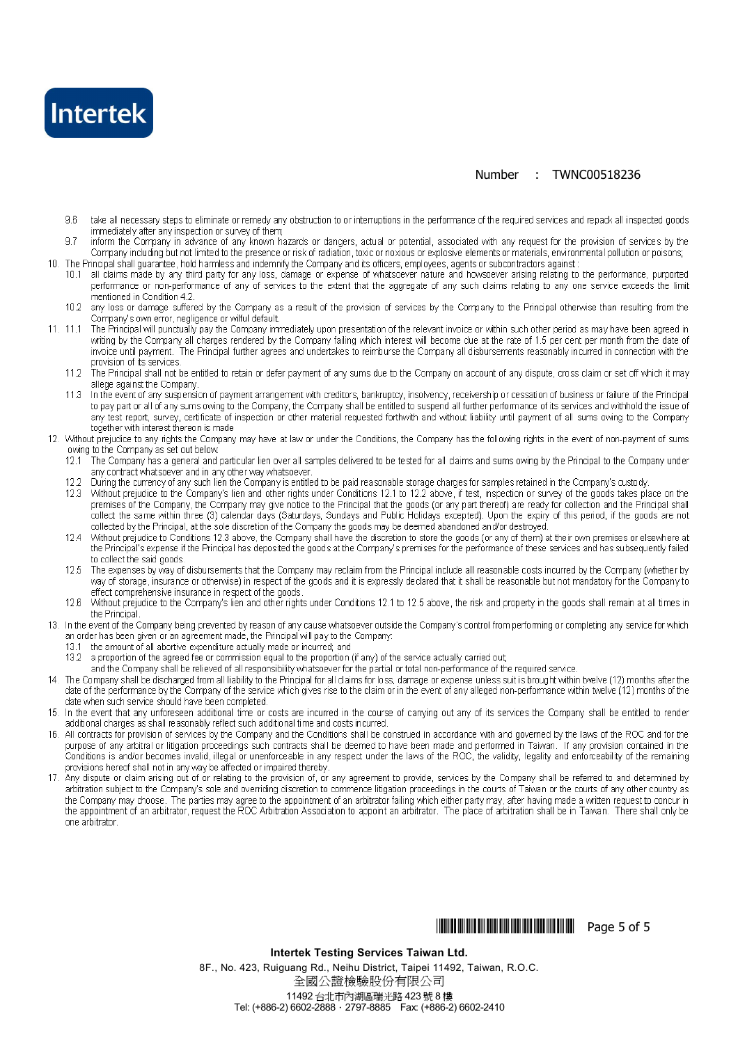Number : TWNC00518236

9.6 take all necessary steps to eliminate or remedy any obstruction to or interruptions in the performance of the required services and repack all inspected goods immediately after any inspection or survey of them.

9.7 inform the Company in advance of any known hazards or dangers, actual or potential, associated with any request for the provision of services by the Company including but not limited to the presence or risk of radiation, toxic or noxious or explosive elements or materials, environmental pollution or poisons;

10. The Principal shall guarantee, hold harmless and indemnify the Company and its officers, employees, agents or subcontractors against :

10.1 all claims made by any third party for any loss, damage or expense of whatsoever nature and howsoever arising relating to the performance, purported performance or non-performance of any of services to the extent that the aggregate of any such claims relating to any one service exceeds the limit mentioned in Condition 4.2.

10.2 any loss or damage suffered by the Company as a result of the provision of services by the Company to the Principal otherwise than resulting from the Company's own error, negligence or wilful default.

11. 11.1 The Principal will punctually pay the Company immediately upon presentation of the relevant invoice or within such other period as may have been agreed in writing by the Company all charges rendered by the Company failing which interest will become due at the rate of 1.5 per cent per month from the date of invoice until payment. The Principal further agrees and undertakes to reimburse the Company all disbursements reasonably incurred in connection with the provision of its services.

11.2 The Principal shall not be entitled to retain or defer payment of any sums due to the Company on account of any dispute, cross claim or set off which it may allege against the Company.

11.3 In the event of any suspension of payment arrangement with creditors, bankruptcy, insolvency, receivership or cessation of business or failure of the Principal to pay part or all of any sums owing to the Company, the Company shall be entitled to suspend all further performance of its services and withhold the issue of any test report, survey, certificate of inspection or other material requested forthwith and without liability until payment of all sums owing to the Company together with interest thereon is made.

12. Without prejudice to any rights the Company may have at law or under the Conditions, the Company has the following rights in the event of non-payment of sums owing to the Company as set out below:

12.1 The Company has a general and particular lien over all samples delivered to be tested for all claims and sums owing by the Principal to the Company under any contract whatsoever and in any other way whatsoever.

12.2 During the currency of any such lien the Company is entitled to be paid reasonable storage charges for samples retained in the Company's custody.

12.3 Without prejudice to the Company's lien and other rights under Conditions 12.1 to 12.2 above, if test, inspection or survey of the goods takes place on the premises of the Company, the Company may give notice to the Principal that the goods (or any part thereof) are ready for collection and the Principal shall collect the same within three (3) calendar days (Saturdays, Sundays and Public Holidays excepted). Upon the expiry of this period, if the goods are not collected by the Principal, at the sole discretion of the Company the goods may be deemed abandoned and/or destroyed.

12.4 Without prejudice to Conditions 12.3 above, the Company shall have the discretion to store the goods (or any of them) at their own premises or elsewhere at the Principal's expense if the Principal has deposited the goods at the Company's premises for the performance of these services and has subsequently failed to collect the said goods.

12.5 The expenses by way of disbursements that the Company may reclaim from the Principal include all reasonable costs incurred by the Company (whether by way of storage, insurance or otherwise) in respect of the goods and it is expressly declared that it shall be reasonable but not mandatory for the Company to effect comprehensive insurance in respect of the goods.

12.6 Without prejudice to the Company's lien and other rights under Conditions 12.1 to 12.5 above, the risk and property in the goods shall remain at all times in the Principal.

13. In the event of the Company being prevented by reason of any cause whatsoever outside the Company's control from performing or completing any service for which an order has been given or an agreement made, the Principal will pay to the Company:

13.1 the amount of all abortive expenditure actually made or incurred; and

13.2 a proportion of the agreed fee or commission equal to the proportion (if any) of the service actually carried out;

and the Company shall be relieved of all responsibility whatsoever for the partial or total non-performance of the required service.

14. The Company shall be discharged from all liability to the Principal for all claims for loss, damage or expense unless suit is brought within twelve (12) months after the date of the performance by the Company of the service which gives rise to the claim or in the event of any alleged non-performance within twelve (12) months of the date when such service should have been completed.

15. In the event that any unforeseen additional time or costs are incurred in the course of carrying out any of its services the Company shall be entitled to render additional charges as shall reasonably reflect such additional time and costs incurred.

16. All contracts for provision of services by the Company and the Conditions shall be construed in accordance with and governed by the laws of the ROC and for the purpose of any arbitral or litigation proceedings such contracts shall be deemed to have been made and performed in Taiwan. If any provision contained in the Conditions is and/or becomes invalid, illegal or unenforceable in any respect under the laws of the ROC, the validity, legality and enforceability of the remaining provisions hereof shall not in any way be affected or impaired thereby.

17. Any dispute or claim arising out of or relating to the provision of, or any agreement to provide, services by the Company shall be referred to and determined by arbitration subject to the Company's sole and overriding discretion to commence litigation proceedings in the courts of Taiwan or the courts of any other country as the Company may choose. The parties may agree to the appointment of an arbitrator failing which either party may, after having made a written request to concur in the appointment of an arbitrator, request the ROC Arbitration Association to appoint an arbitrator. The place of arbitration shall be in Taiwan. There shall only be one arbitrator.

**Intertek Testing Services Taiwan Ltd.**
8F., No. 423, Ruiguang Rd., Neihu District, Taipei 11492, Taiwan, R.O.C.
全國公證檢驗股份有限公司
11492 台北市內湖區瑞光路 423 號 8 樓
Tel: (+886-2) 6602-2888 · 2797-8885 Fax: (+886-2) 6602-2410